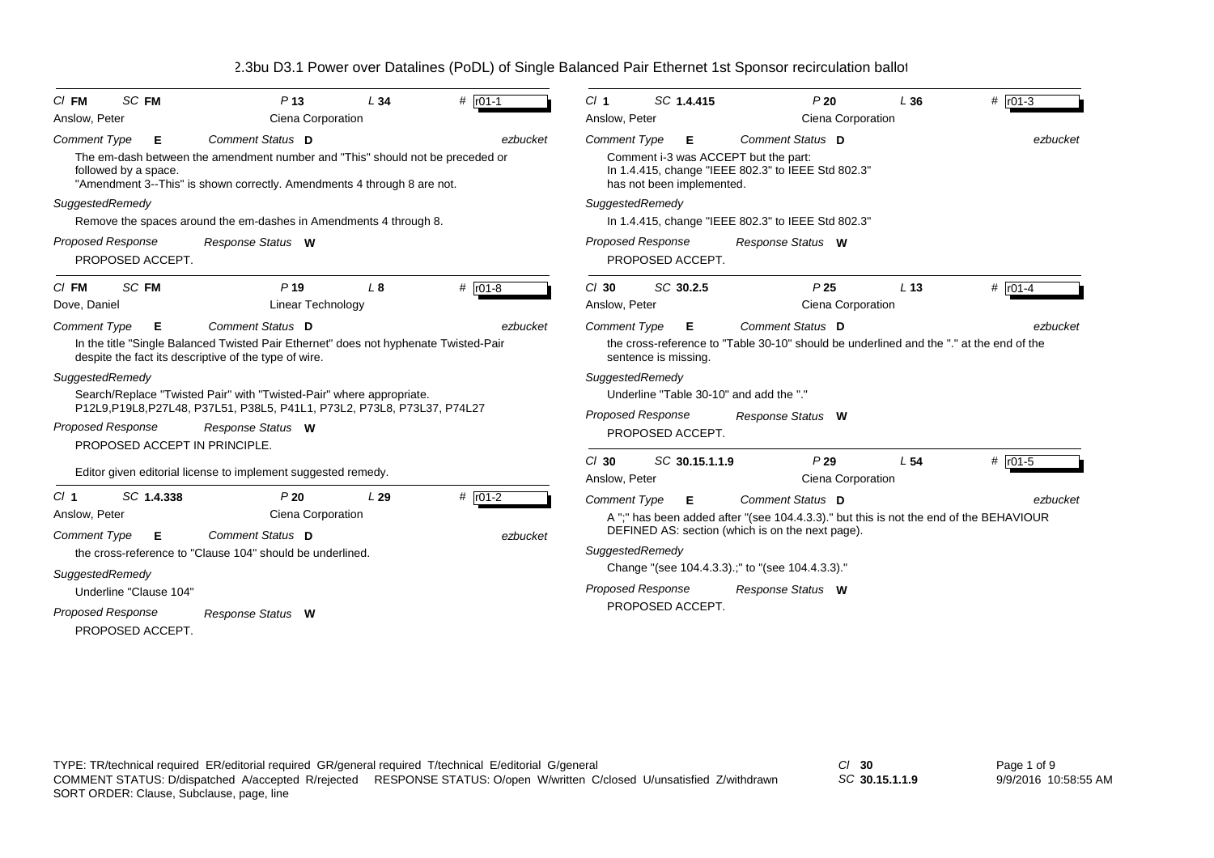# 2.3bu D3.1 Power over Datalines (PoDL) of Single Balanced Pair Ethernet 1st Sponsor recirculation ballot

---

**Cl** FM **SC** FM **P** 13 **L** 34 **#** r01-1

Anslow, Peter — Ciena Corporation

*Comment Type* **E** *Comment Status* **D** ezbucket

The em-dash between the amendment number and "This" should not be preceded or followed by a space.
"Amendment 3--This" is shown correctly. Amendments 4 through 8 are not.

*SuggestedRemedy*

Remove the spaces around the em-dashes in Amendments 4 through 8.

*Proposed Response* *Response Status* **W**

PROPOSED ACCEPT.

---

**Cl** FM **SC** FM **P** 19 **L** 8 **#** r01-8

Dove, Daniel — Linear Technology

*Comment Type* **E** *Comment Status* **D** ezbucket

In the title "Single Balanced Twisted Pair Ethernet" does not hyphenate Twisted-Pair despite the fact its descriptive of the type of wire.

*SuggestedRemedy*

Search/Replace "Twisted Pair" with "Twisted-Pair" where appropriate.
P12L9,P19L8,P27L48, P37L51, P38L5, P41L1, P73L2, P73L8, P73L37, P74L27

*Proposed Response* *Response Status* **W**

PROPOSED ACCEPT IN PRINCIPLE.

Editor given editorial license to implement suggested remedy.

---

**Cl** 1 **SC** 1.4.338 **P** 20 **L** 29 **#** r01-2

Anslow, Peter — Ciena Corporation

*Comment Type* **E** *Comment Status* **D** ezbucket

the cross-reference to "Clause 104" should be underlined.

*SuggestedRemedy*

Underline "Clause 104"

*Proposed Response* *Response Status* **W**

PROPOSED ACCEPT.

---

**Cl** 1 **SC** 1.4.415 **P** 20 **L** 36 **#** r01-3

Anslow, Peter — Ciena Corporation

*Comment Type* **E** *Comment Status* **D** ezbucket

Comment i-3 was ACCEPT but the part:
In 1.4.415, change "IEEE 802.3" to IEEE Std 802.3"
has not been implemented.

*SuggestedRemedy*

In 1.4.415, change "IEEE 802.3" to IEEE Std 802.3"

*Proposed Response* *Response Status* **W**

PROPOSED ACCEPT.

---

**Cl** 30 **SC** 30.2.5 **P** 25 **L** 13 **#** r01-4

Anslow, Peter — Ciena Corporation

*Comment Type* **E** *Comment Status* **D** ezbucket

the cross-reference to "Table 30-10" should be underlined and the "." at the end of the sentence is missing.

*SuggestedRemedy*

Underline "Table 30-10" and add the "."

*Proposed Response* *Response Status* **W**

PROPOSED ACCEPT.

---

**Cl** 30 **SC** 30.15.1.1.9 **P** 29 **L** 54 **#** r01-5

Anslow, Peter — Ciena Corporation

*Comment Type* **E** *Comment Status* **D** ezbucket

A ";" has been added after "(see 104.4.3.3)." but this is not the end of the BEHAVIOUR DEFINED AS: section (which is on the next page).

*SuggestedRemedy*

Change "(see 104.4.3.3).;" to "(see 104.4.3.3)."

*Proposed Response* *Response Status* **W**

PROPOSED ACCEPT.

---

TYPE: TR/technical required ER/editorial required GR/general required T/technical E/editorial G/general
COMMENT STATUS: D/dispatched A/accepted R/rejected RESPONSE STATUS: O/open W/written C/closed U/unsatisfied Z/withdrawn
SORT ORDER: Clause, Subclause, page, line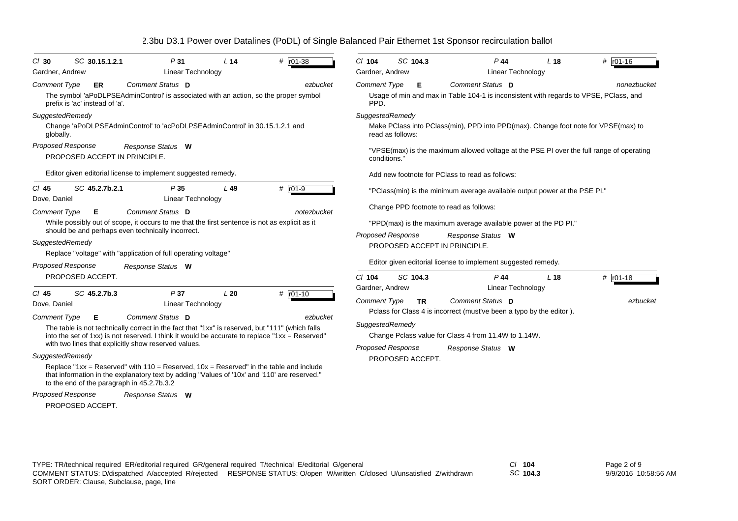2.3bu D3.1 Power over Datalines (PoDL) of Single Balanced Pair Ethernet 1st Sponsor recirculation ballot

---

**Cl** 30 **SC** 30.15.1.2.1 **P** 31 **L** 14 **#** r01-38

Gardner, Andrew — Linear Technology

*Comment Type* **ER** *Comment Status* **D** *ezbucket*

The symbol 'aPoDLPSEAdminControl' is associated with an action, so the proper symbol prefix is 'ac' instead of 'a'.

*SuggestedRemedy*

Change 'aPoDLPSEAdminControl' to 'acPoDLPSEAdminControl' in 30.15.1.2.1 and globally.

*Proposed Response* *Response Status* **W**

PROPOSED ACCEPT IN PRINCIPLE.

Editor given editorial license to implement suggested remedy.

---

**Cl** 45 **SC** 45.2.7b.2.1 **P** 35 **L** 49 **#** r01-9

Dove, Daniel — Linear Technology

*Comment Type* **E** *Comment Status* **D** *notezbucket*

While possibly out of scope, it occurs to me that the first sentence is not as explicit as it should be and perhaps even technically incorrect.

*SuggestedRemedy*

Replace "voltage" with "application of full operating voltage"

*Proposed Response* *Response Status* **W**

PROPOSED ACCEPT.

---

**Cl** 45 **SC** 45.2.7b.3 **P** 37 **L** 20 **#** r01-10

Dove, Daniel — Linear Technology

*Comment Type* **E** *Comment Status* **D** *ezbucket*

The table is not technically correct in the fact that "1xx" is reserved, but "111" (which falls into the set of 1xx) is not reserved. I think it would be accurate to replace "1xx = Reserved" with two lines that explicitly show reserved values.

*SuggestedRemedy*

Replace "1xx = Reserved" with 110 = Reserved, 10x = Reserved" in the table and include that information in the explanatory text by adding "Values of '10x' and '110' are reserved." to the end of the paragraph in 45.2.7b.3.2

*Proposed Response* *Response Status* **W**

PROPOSED ACCEPT.

---

**Cl** 104 **SC** 104.3 **P** 44 **L** 18 **#** r01-16

Gardner, Andrew — Linear Technology

*Comment Type* **E** *Comment Status* **D** *nonezbucket*

Usage of min and max in Table 104-1 is inconsistent with regards to VPSE, PClass, and PPD.

*SuggestedRemedy*

Make PClass into PClass(min), PPD into PPD(max). Change foot note for VPSE(max) to read as follows:

"VPSE(max) is the maximum allowed voltage at the PSE PI over the full range of operating conditions."

Add new footnote for PClass to read as follows:

"PClass(min) is the minimum average available output power at the PSE PI."

Change PPD footnote to read as follows:

"PPD(max) is the maximum average available power at the PD PI."

*Proposed Response* *Response Status* **W**

PROPOSED ACCEPT IN PRINCIPLE.

Editor given editorial license to implement suggested remedy.

---

**Cl** 104 **SC** 104.3 **P** 44 **L** 18 **#** r01-18

Gardner, Andrew — Linear Technology

*Comment Type* **TR** *Comment Status* **D** *ezbucket*

Pclass for Class 4 is incorrect (must've been a typo by the editor ).

*SuggestedRemedy*

Change Pclass value for Class 4 from 11.4W to 1.14W.

*Proposed Response* *Response Status* **W**

PROPOSED ACCEPT.

---

TYPE: TR/technical required ER/editorial required GR/general required T/technical E/editorial G/general
COMMENT STATUS: D/dispatched A/accepted R/rejected RESPONSE STATUS: O/open W/written C/closed U/unsatisfied Z/withdrawn
SORT ORDER: Clause, Subclause, page, line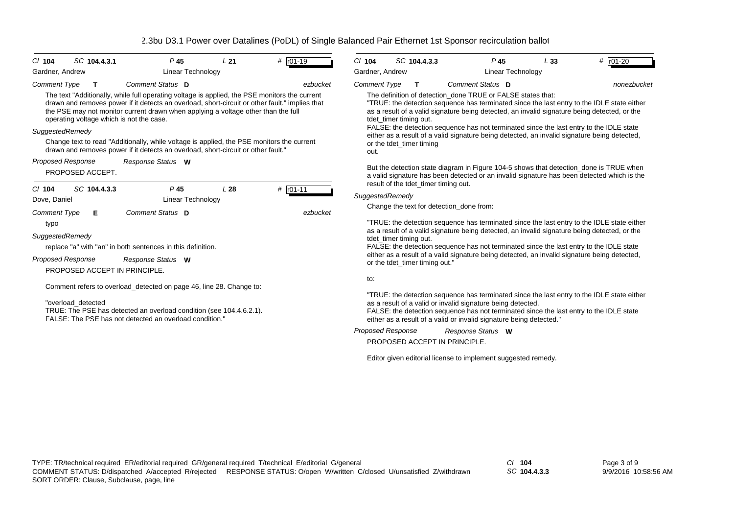| Cl 104 | SC 104.4.3.1 | P 45 | L 21 | # r01-19 |
|---|---|---|---|---|
| Gardner, Andrew | | Linear Technology | | |
| Comment Type T | | Comment Status D | | ezbucket |

The text "Additionally, while full operating voltage is applied, the PSE monitors the current drawn and removes power if it detects an overload, short-circuit or other fault." implies that the PSE may not monitor current drawn when applying a voltage other than the full operating voltage which is not the case.

*SuggestedRemedy*

Change text to read "Additionally, while voltage is applied, the PSE monitors the current drawn and removes power if it detects an overload, short-circuit or other fault."

*Proposed Response* *Response Status* **W**

PROPOSED ACCEPT.

| Cl 104 | SC 104.4.3.3 | P 45 | L 28 | # r01-11 |
|---|---|---|---|---|
| Dove, Daniel | | Linear Technology | | |
| Comment Type E | | Comment Status D | | ezbucket |

typo

*SuggestedRemedy*

replace "a" with "an" in both sentences in this definition.

*Proposed Response* *Response Status* **W**

PROPOSED ACCEPT IN PRINCIPLE.

Comment refers to overload_detected on page 46, line 28. Change to:

"overload_detected
TRUE: The PSE has detected an overload condition (see 104.4.6.2.1).
FALSE: The PSE has not detected an overload condition."

| Cl 104 | SC 104.4.3.3 | P 45 | L 33 | # r01-20 |
|---|---|---|---|---|
| Gardner, Andrew | | Linear Technology | | |
| Comment Type T | | Comment Status D | | nonezbucket |

The definition of detection_done TRUE or FALSE states that:
"TRUE: the detection sequence has terminated since the last entry to the IDLE state either as a result of a valid signature being detected, an invalid signature being detected, or the tdet_timer timing out.
FALSE: the detection sequence has not terminated since the last entry to the IDLE state either as a result of a valid signature being detected, an invalid signature being detected, or the tdet_timer timing out.

But the detection state diagram in Figure 104-5 shows that detection_done is TRUE when a valid signature has been detected or an invalid signature has been detected which is the result of the tdet_timer timing out.

*SuggestedRemedy*

Change the text for detection_done from:

"TRUE: the detection sequence has terminated since the last entry to the IDLE state either as a result of a valid signature being detected, an invalid signature being detected, or the tdet_timer timing out.
FALSE: the detection sequence has not terminated since the last entry to the IDLE state either as a result of a valid signature being detected, an invalid signature being detected, or the tdet_timer timing out."

to:

"TRUE: the detection sequence has terminated since the last entry to the IDLE state either as a result of a valid or invalid signature being detected.
FALSE: the detection sequence has not terminated since the last entry to the IDLE state either as a result of a valid or invalid signature being detected."

*Proposed Response* *Response Status* **W**

PROPOSED ACCEPT IN PRINCIPLE.

Editor given editorial license to implement suggested remedy.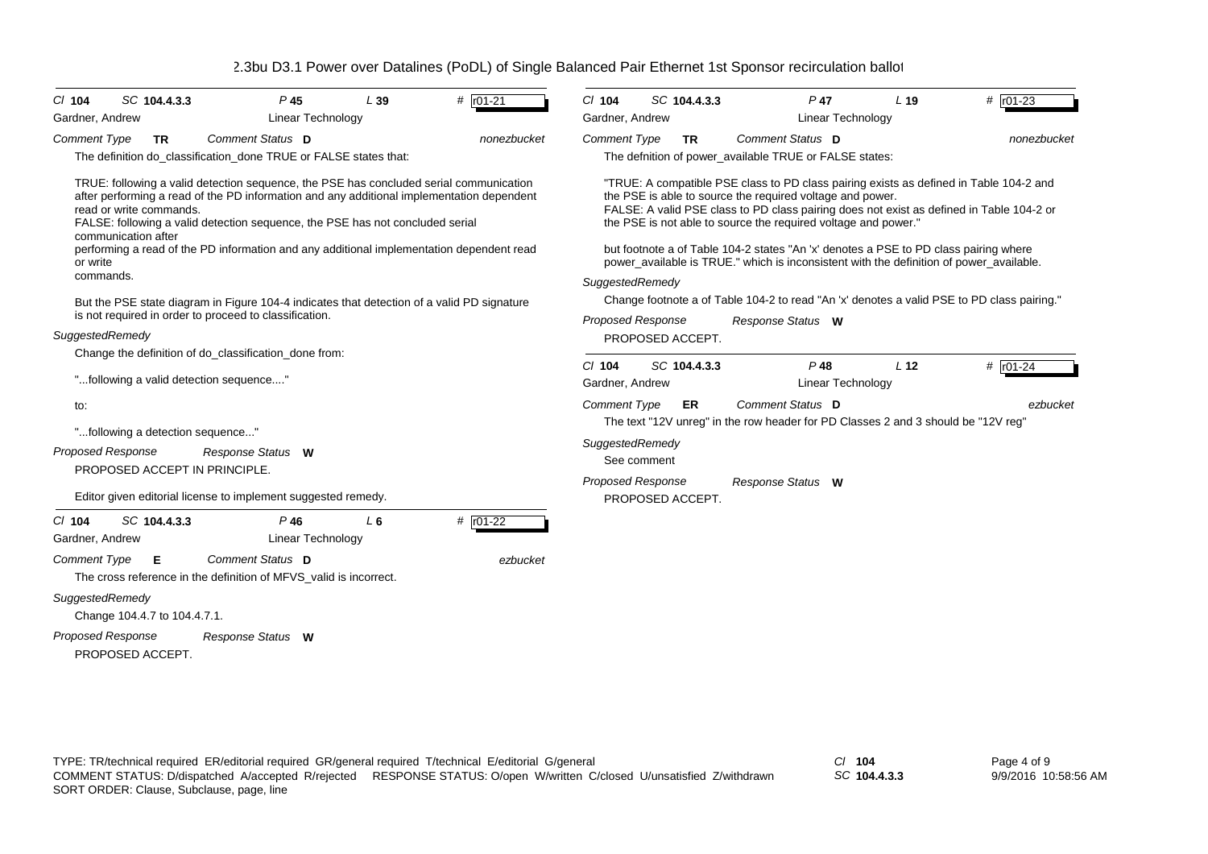# 802.3bu D3.1 Power over Datalines (PoDL) of Single Balanced Pair Ethernet 1st Sponsor recirculation ballot

---

*Cl* **104** *SC* **104.4.3.3** *P* **45** *L* **39** *#* **r01-21**

Gardner, Andrew — Linear Technology

*Comment Type* **TR** *Comment Status* **D** *nonezbucket*

The definition do_classification_done TRUE or FALSE states that:

TRUE: following a valid detection sequence, the PSE has concluded serial communication after performing a read of the PD information and any additional implementation dependent read or write commands.
FALSE: following a valid detection sequence, the PSE has not concluded serial communication after
performing a read of the PD information and any additional implementation dependent read or write
commands.

But the PSE state diagram in Figure 104-4 indicates that detection of a valid PD signature is not required in order to proceed to classification.

*SuggestedRemedy*

Change the definition of do_classification_done from:

"...following a valid detection sequence...."

to:

"...following a detection sequence..."

*Proposed Response* *Response Status* **W**

PROPOSED ACCEPT IN PRINCIPLE.

Editor given editorial license to implement suggested remedy.

---

*Cl* **104** *SC* **104.4.3.3** *P* **46** *L* **6** *#* **r01-22**

Gardner, Andrew — Linear Technology

*Comment Type* **E** *Comment Status* **D** *ezbucket*

The cross reference in the definition of MFVS_valid is incorrect.

*SuggestedRemedy*

Change 104.4.7 to 104.4.7.1.

*Proposed Response* *Response Status* **W**

PROPOSED ACCEPT.

---

*Cl* **104** *SC* **104.4.3.3** *P* **47** *L* **19** *#* **r01-23**

Gardner, Andrew — Linear Technology

*Comment Type* **TR** *Comment Status* **D** *nonezbucket*

The defnition of power_available TRUE or FALSE states:

"TRUE: A compatible PSE class to PD class pairing exists as defined in Table 104-2 and the PSE is able to source the required voltage and power.
FALSE: A valid PSE class to PD class pairing does not exist as defined in Table 104-2 or the PSE is not able to source the required voltage and power."

but footnote a of Table 104-2 states "An 'x' denotes a PSE to PD class pairing where power_available is TRUE." which is inconsistent with the definition of power_available.

*SuggestedRemedy*

Change footnote a of Table 104-2 to read "An 'x' denotes a valid PSE to PD class pairing."

*Proposed Response* *Response Status* **W**

PROPOSED ACCEPT.

---

*Cl* **104** *SC* **104.4.3.3** *P* **48** *L* **12** *#* **r01-24**

Gardner, Andrew — Linear Technology

*Comment Type* **ER** *Comment Status* **D** *ezbucket*

The text "12V unreg" in the row header for PD Classes 2 and 3 should be "12V reg"

*SuggestedRemedy*

See comment

*Proposed Response* *Response Status* **W**

PROPOSED ACCEPT.

---

TYPE: TR/technical required ER/editorial required GR/general required T/technical E/editorial G/general
COMMENT STATUS: D/dispatched A/accepted R/rejected RESPONSE STATUS: O/open W/written C/closed U/unsatisfied Z/withdrawn
SORT ORDER: Clause, Subclause, page, line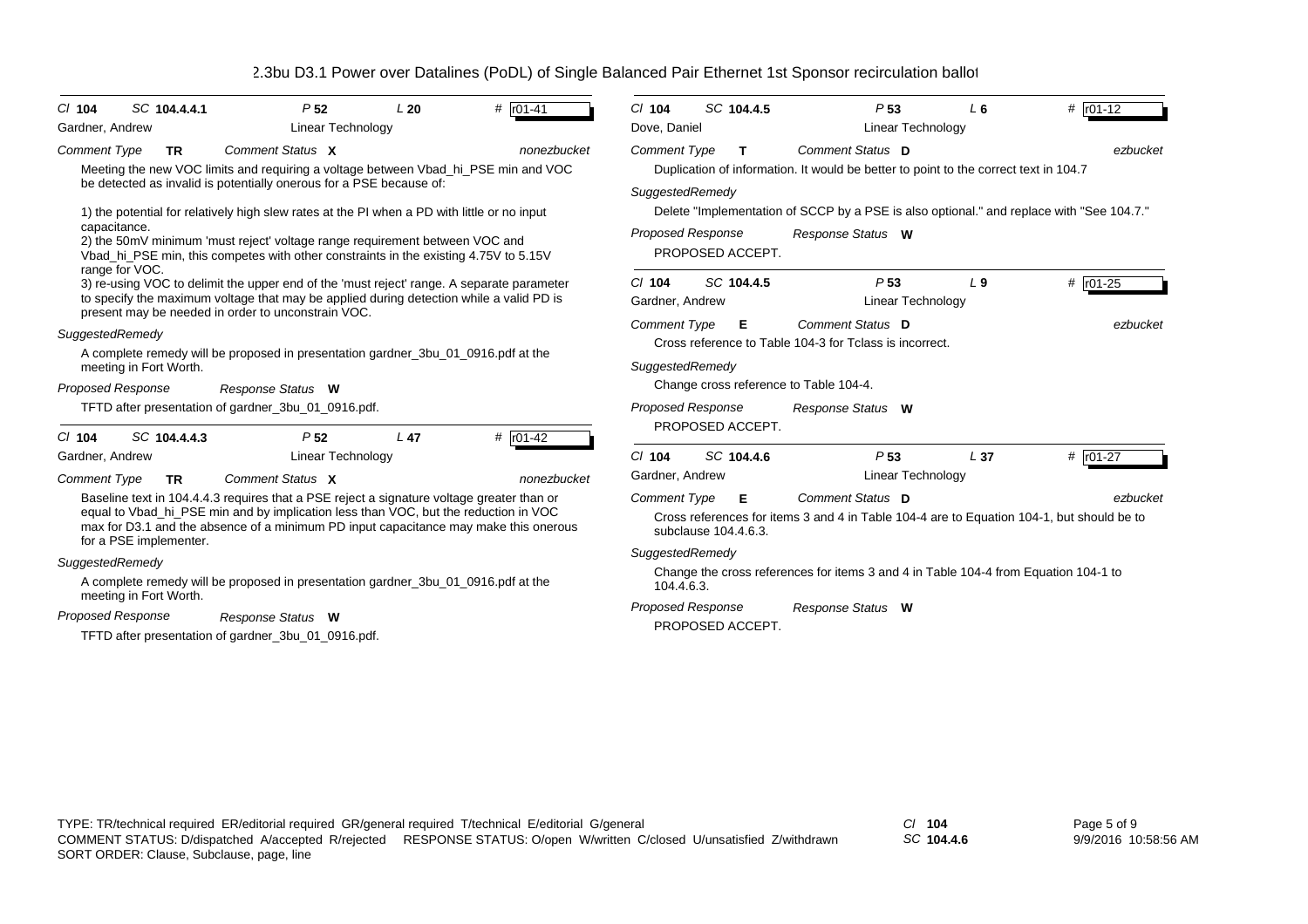# 2.3bu D3.1 Power over Datalines (PoDL) of Single Balanced Pair Ethernet 1st Sponsor recirculation ballot

---

**Cl** 104 **SC** 104.4.4.1 **P** 52 **L** 20 **#** r01-41

Gardner, Andrew — Linear Technology

*Comment Type* **TR** *Comment Status* **X** *nonezbucket*

Meeting the new VOC limits and requiring a voltage between Vbad_hi_PSE min and VOC be detected as invalid is potentially onerous for a PSE because of:

1) the potential for relatively high slew rates at the PI when a PD with little or no input capacitance.
2) the 50mV minimum 'must reject' voltage range requirement between VOC and Vbad_hi_PSE min, this competes with other constraints in the existing 4.75V to 5.15V range for VOC.
3) re-using VOC to delimit the upper end of the 'must reject' range. A separate parameter to specify the maximum voltage that may be applied during detection while a valid PD is present may be needed in order to unconstrain VOC.

*SuggestedRemedy*

A complete remedy will be proposed in presentation gardner_3bu_01_0916.pdf at the meeting in Fort Worth.

*Proposed Response* *Response Status* **W**

TFTD after presentation of gardner_3bu_01_0916.pdf.

---

**Cl** 104 **SC** 104.4.4.3 **P** 52 **L** 47 **#** r01-42

Gardner, Andrew — Linear Technology

*Comment Type* **TR** *Comment Status* **X** *nonezbucket*

Baseline text in 104.4.4.3 requires that a PSE reject a signature voltage greater than or equal to Vbad_hi_PSE min and by implication less than VOC, but the reduction in VOC max for D3.1 and the absence of a minimum PD input capacitance may make this onerous for a PSE implementer.

*SuggestedRemedy*

A complete remedy will be proposed in presentation gardner_3bu_01_0916.pdf at the meeting in Fort Worth.

*Proposed Response* *Response Status* **W**

TFTD after presentation of gardner_3bu_01_0916.pdf.

---

**Cl** 104 **SC** 104.4.5 **P** 53 **L** 6 **#** r01-12

Dove, Daniel — Linear Technology

*Comment Type* **T** *Comment Status* **D** *ezbucket*

Duplication of information. It would be better to point to the correct text in 104.7

*SuggestedRemedy*

Delete "Implementation of SCCP by a PSE is also optional." and replace with "See 104.7."

*Proposed Response* *Response Status* **W**

PROPOSED ACCEPT.

---

**Cl** 104 **SC** 104.4.5 **P** 53 **L** 9 **#** r01-25

Gardner, Andrew — Linear Technology

*Comment Type* **E** *Comment Status* **D** *ezbucket*

Cross reference to Table 104-3 for Tclass is incorrect.

*SuggestedRemedy*

Change cross reference to Table 104-4.

*Proposed Response* *Response Status* **W**

PROPOSED ACCEPT.

---

**Cl** 104 **SC** 104.4.6 **P** 53 **L** 37 **#** r01-27

Gardner, Andrew — Linear Technology

*Comment Type* **E** *Comment Status* **D** *ezbucket*

Cross references for items 3 and 4 in Table 104-4 are to Equation 104-1, but should be to subclause 104.4.6.3.

*SuggestedRemedy*

Change the cross references for items 3 and 4 in Table 104-4 from Equation 104-1 to 104.4.6.3.

*Proposed Response* *Response Status* **W**

PROPOSED ACCEPT.

---

TYPE: TR/technical required ER/editorial required GR/general required T/technical E/editorial G/general
COMMENT STATUS: D/dispatched A/accepted R/rejected RESPONSE STATUS: O/open W/written C/closed U/unsatisfied Z/withdrawn
SORT ORDER: Clause, Subclause, page, line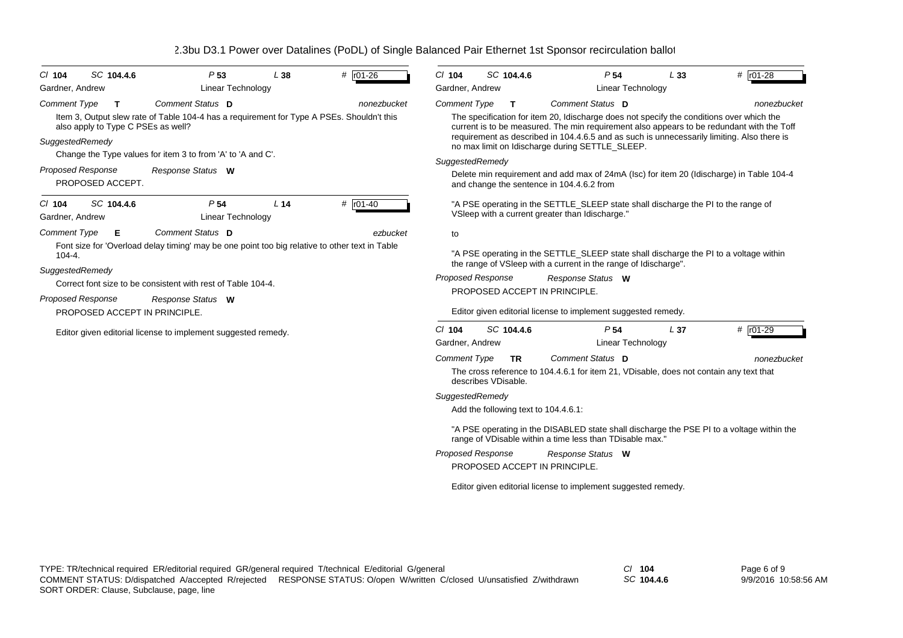| Cl 104 | SC 104.4.6 | P 53 | L 38 | # r01-26 |
|---|---|---|---|---|
| Gardner, Andrew | | Linear Technology | | |

*Comment Type* **T** *Comment Status* **D** *nonezbucket*

Item 3, Output slew rate of Table 104-4 has a requirement for Type A PSEs. Shouldn't this also apply to Type C PSEs as well?

*SuggestedRemedy*

Change the Type values for item 3 to from 'A' to 'A and C'.

*Proposed Response* *Response Status* **W**

PROPOSED ACCEPT.

| Cl 104 | SC 104.4.6 | P 54 | L 14 | # r01-40 |
|---|---|---|---|---|
| Gardner, Andrew | | Linear Technology | | |

*Comment Type* **E** *Comment Status* **D** *ezbucket*

Font size for 'Overload delay timing' may be one point too big relative to other text in Table 104-4.

*SuggestedRemedy*

Correct font size to be consistent with rest of Table 104-4.

*Proposed Response* *Response Status* **W**

PROPOSED ACCEPT IN PRINCIPLE.

Editor given editorial license to implement suggested remedy.

| Cl 104 | SC 104.4.6 | P 54 | L 33 | # r01-28 |
|---|---|---|---|---|
| Gardner, Andrew | | Linear Technology | | |

*Comment Type* **T** *Comment Status* **D** *nonezbucket*

The specification for item 20, Idischarge does not specify the conditions over which the current is to be measured. The min requirement also appears to be redundant with the Toff requirement as described in 104.4.6.5 and as such is unnecessarily limiting. Also there is no max limit on Idischarge during SETTLE_SLEEP.

*SuggestedRemedy*

Delete min requirement and add max of 24mA (Isc) for item 20 (Idischarge) in Table 104-4 and change the sentence in 104.4.6.2 from

"A PSE operating in the SETTLE_SLEEP state shall discharge the PI to the range of VSleep with a current greater than Idischarge."

to

"A PSE operating in the SETTLE_SLEEP state shall discharge the PI to a voltage within the range of VSleep with a current in the range of Idischarge".

*Proposed Response* *Response Status* **W**

PROPOSED ACCEPT IN PRINCIPLE.

Editor given editorial license to implement suggested remedy.

| Cl 104 | SC 104.4.6 | P 54 | L 37 | # r01-29 |
|---|---|---|---|---|
| Gardner, Andrew | | Linear Technology | | |

*Comment Type* **TR** *Comment Status* **D** *nonezbucket*

The cross reference to 104.4.6.1 for item 21, VDisable, does not contain any text that describes VDisable.

*SuggestedRemedy*

Add the following text to 104.4.6.1:

"A PSE operating in the DISABLED state shall discharge the PSE PI to a voltage within the range of VDisable within a time less than TDisable max."

*Proposed Response* *Response Status* **W**

PROPOSED ACCEPT IN PRINCIPLE.

Editor given editorial license to implement suggested remedy.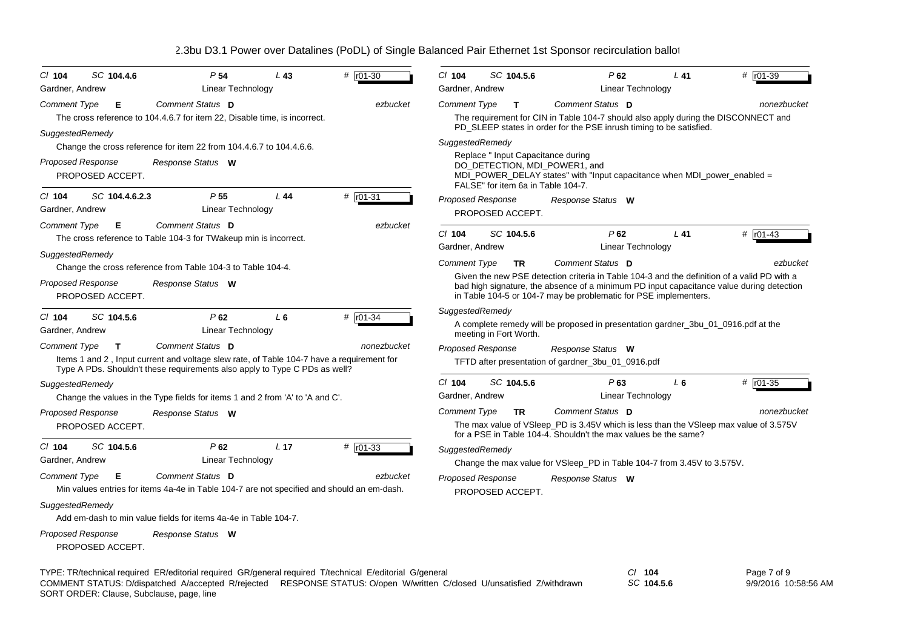*Cl* **104** *SC* **104.4.6** *P* **54** *L* **43** # r01-30

Gardner, Andrew — Linear Technology

*Comment Type* **E** *Comment Status* **D** *ezbucket*

The cross reference to 104.4.6.7 for item 22, Disable time, is incorrect.

*SuggestedRemedy*

Change the cross reference for item 22 from 104.4.6.7 to 104.4.6.6.

*Proposed Response* *Response Status* **W**

PROPOSED ACCEPT.

---

*Cl* **104** *SC* **104.4.6.2.3** *P* **55** *L* **44** # r01-31

Gardner, Andrew — Linear Technology

*Comment Type* **E** *Comment Status* **D** *ezbucket*

The cross reference to Table 104-3 for TWakeup min is incorrect.

*SuggestedRemedy*

Change the cross reference from Table 104-3 to Table 104-4.

*Proposed Response* *Response Status* **W**

PROPOSED ACCEPT.

---

*Cl* **104** *SC* **104.5.6** *P* **62** *L* **6** # r01-34

Gardner, Andrew — Linear Technology

*Comment Type* **T** *Comment Status* **D** *nonezbucket*

Items 1 and 2 , Input current and voltage slew rate, of Table 104-7 have a requirement for Type A PDs. Shouldn't these requirements also apply to Type C PDs as well?

*SuggestedRemedy*

Change the values in the Type fields for items 1 and 2 from 'A' to 'A and C'.

*Proposed Response* *Response Status* **W**

PROPOSED ACCEPT.

---

*Cl* **104** *SC* **104.5.6** *P* **62** *L* **17** # r01-33

Gardner, Andrew — Linear Technology

*Comment Type* **E** *Comment Status* **D** *ezbucket*

Min values entries for items 4a-4e in Table 104-7 are not specified and should an em-dash.

*SuggestedRemedy*

Add em-dash to min value fields for items 4a-4e in Table 104-7.

*Proposed Response* *Response Status* **W**

PROPOSED ACCEPT.

---

*Cl* **104** *SC* **104.5.6** *P* **62** *L* **41** # r01-39

Gardner, Andrew — Linear Technology

*Comment Type* **T** *Comment Status* **D** *nonezbucket*

The requirement for CIN in Table 104-7 should also apply during the DISCONNECT and PD_SLEEP states in order for the PSE inrush timing to be satisfied.

*SuggestedRemedy*

Replace " Input Capacitance during DO_DETECTION, MDI_POWER1, and MDI_POWER_DELAY states" with "Input capacitance when MDI_power_enabled = FALSE" for item 6a in Table 104-7.

*Proposed Response* *Response Status* **W**

PROPOSED ACCEPT.

---

*Cl* **104** *SC* **104.5.6** *P* **62** *L* **41** # r01-43

Gardner, Andrew — Linear Technology

*Comment Type* **TR** *Comment Status* **D** *ezbucket*

Given the new PSE detection criteria in Table 104-3 and the definition of a valid PD with a bad high signature, the absence of a minimum PD input capacitance value during detection in Table 104-5 or 104-7 may be problematic for PSE implementers.

*SuggestedRemedy*

A complete remedy will be proposed in presentation gardner_3bu_01_0916.pdf at the meeting in Fort Worth.

*Proposed Response* *Response Status* **W**

TFTD after presentation of gardner_3bu_01_0916.pdf

---

*Cl* **104** *SC* **104.5.6** *P* **63** *L* **6** # r01-35

Gardner, Andrew — Linear Technology

*Comment Type* **TR** *Comment Status* **D** *nonezbucket*

The max value of VSleep_PD is 3.45V which is less than the VSleep max value of 3.575V for a PSE in Table 104-4. Shouldn't the max values be the same?

*SuggestedRemedy*

Change the max value for VSleep_PD in Table 104-7 from 3.45V to 3.575V.

*Proposed Response* *Response Status* **W**

PROPOSED ACCEPT.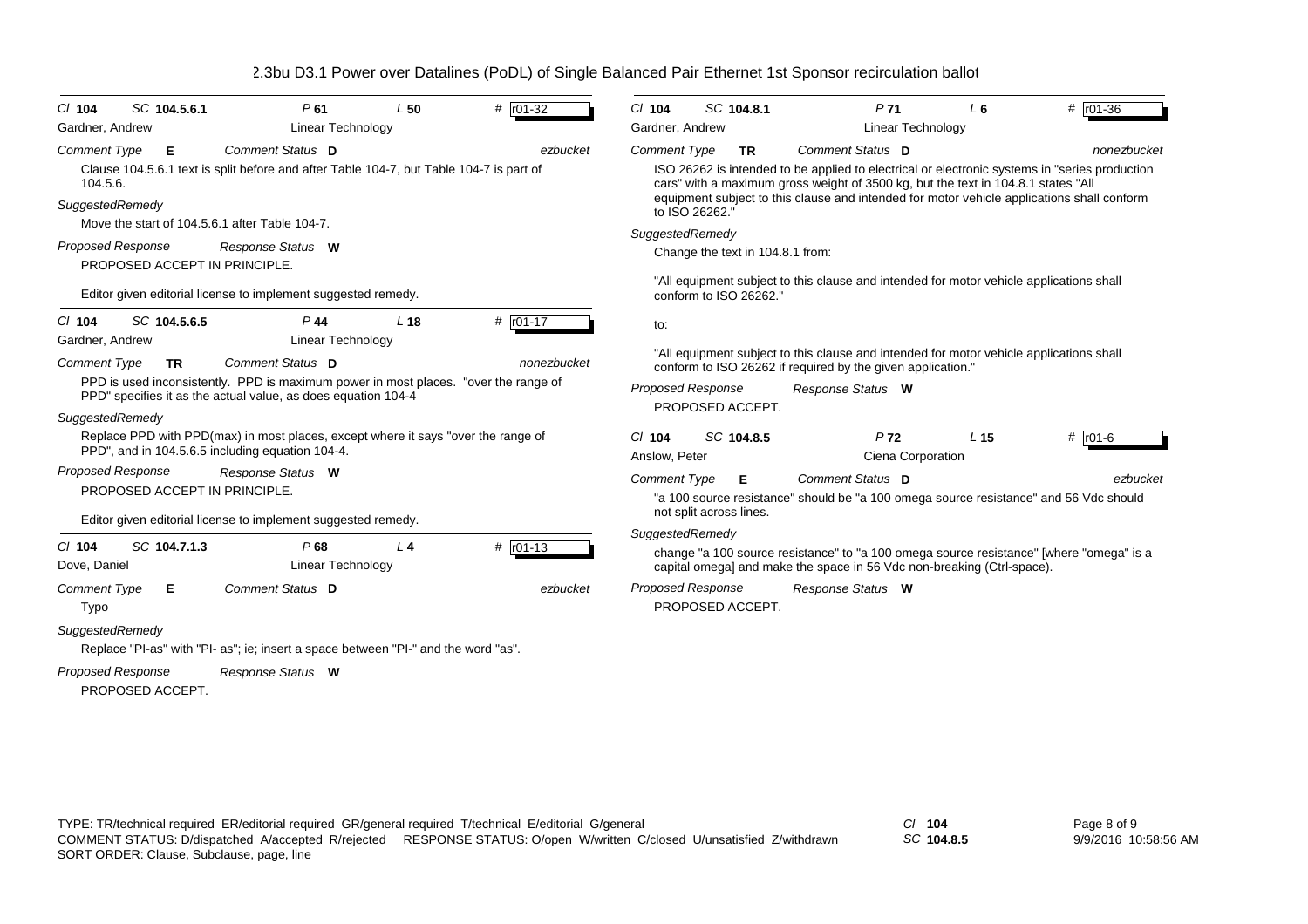**Cl 104 SC 104.5.6.1 P 61 L 50 # r01-32**

Gardner, Andrew — Linear Technology

*Comment Type* **E** *Comment Status* **D** *ezbucket*

Clause 104.5.6.1 text is split before and after Table 104-7, but Table 104-7 is part of 104.5.6.

*SuggestedRemedy*

Move the start of 104.5.6.1 after Table 104-7.

*Proposed Response* *Response Status* **W**

PROPOSED ACCEPT IN PRINCIPLE.

Editor given editorial license to implement suggested remedy.

---

**Cl 104 SC 104.5.6.5 P 44 L 18 # r01-17**

Gardner, Andrew — Linear Technology

*Comment Type* **TR** *Comment Status* **D** *nonezbucket*

PPD is used inconsistently. PPD is maximum power in most places. "over the range of PPD" specifies it as the actual value, as does equation 104-4

*SuggestedRemedy*

Replace PPD with PPD(max) in most places, except where it says "over the range of PPD", and in 104.5.6.5 including equation 104-4.

*Proposed Response* *Response Status* **W**

PROPOSED ACCEPT IN PRINCIPLE.

Editor given editorial license to implement suggested remedy.

---

**Cl 104 SC 104.7.1.3 P 68 L 4 # r01-13**

Dove, Daniel — Linear Technology

*Comment Type* **E** *Comment Status* **D** *ezbucket*

Typo

*SuggestedRemedy*

Replace "PI-as" with "PI- as"; ie; insert a space between "PI-" and the word "as".

*Proposed Response* *Response Status* **W**

PROPOSED ACCEPT.

---

**Cl 104 SC 104.8.1 P 71 L 6 # r01-36**

Gardner, Andrew — Linear Technology

*Comment Type* **TR** *Comment Status* **D** *nonezbucket*

ISO 26262 is intended to be applied to electrical or electronic systems in "series production cars" with a maximum gross weight of 3500 kg, but the text in 104.8.1 states "All equipment subject to this clause and intended for motor vehicle applications shall conform to ISO 26262."

*SuggestedRemedy*

Change the text in 104.8.1 from:

"All equipment subject to this clause and intended for motor vehicle applications shall conform to ISO 26262."

to:

"All equipment subject to this clause and intended for motor vehicle applications shall conform to ISO 26262 if required by the given application."

*Proposed Response* *Response Status* **W**

PROPOSED ACCEPT.

---

**Cl 104 SC 104.8.5 P 72 L 15 # r01-6**

Anslow, Peter — Ciena Corporation

*Comment Type* **E** *Comment Status* **D** *ezbucket*

"a 100 source resistance" should be "a 100 omega source resistance" and 56 Vdc should not split across lines.

*SuggestedRemedy*

change "a 100 source resistance" to "a 100 omega source resistance" [where "omega" is a capital omega] and make the space in 56 Vdc non-breaking (Ctrl-space).

*Proposed Response* *Response Status* **W**

PROPOSED ACCEPT.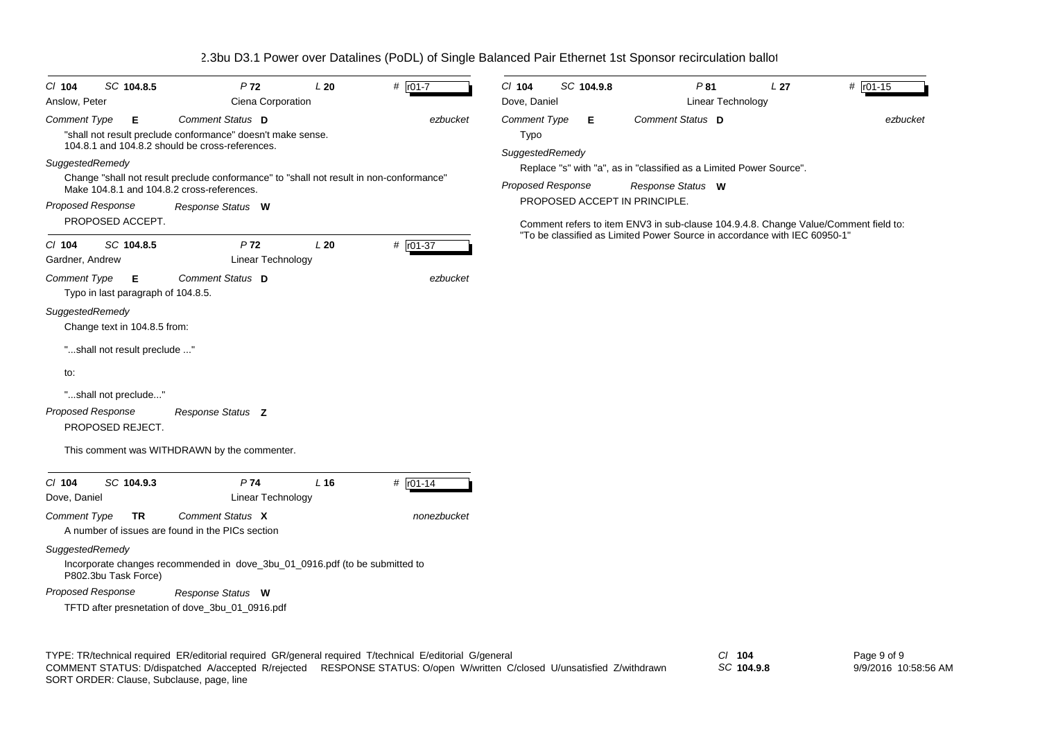*Cl* **104** *SC* **104.8.5** *P* **72** *L* **20** # r01-7

Anslow, Peter — Ciena Corporation

*Comment Type* **E** *Comment Status* **D** *ezbucket*

"shall not result preclude conformance" doesn't make sense.
104.8.1 and 104.8.2 should be cross-references.

*SuggestedRemedy*

Change "shall not result preclude conformance" to "shall not result in non-conformance"
Make 104.8.1 and 104.8.2 cross-references.

*Proposed Response* *Response Status* **W**

PROPOSED ACCEPT.

---

*Cl* **104** *SC* **104.8.5** *P* **72** *L* **20** # r01-37

Gardner, Andrew — Linear Technology

*Comment Type* **E** *Comment Status* **D** *ezbucket*

Typo in last paragraph of 104.8.5.

*SuggestedRemedy*

Change text in 104.8.5 from:

"...shall not result preclude ..."

to:

"...shall not preclude..."

*Proposed Response* *Response Status* **Z**

PROPOSED REJECT.

This comment was WITHDRAWN by the commenter.

---

*Cl* **104** *SC* **104.9.3** *P* **74** *L* **16** # r01-14

Dove, Daniel — Linear Technology

*Comment Type* **TR** *Comment Status* **X** *nonezbucket*

A number of issues are found in the PICs section

*SuggestedRemedy*

Incorporate changes recommended in dove_3bu_01_0916.pdf (to be submitted to P802.3bu Task Force)

*Proposed Response* *Response Status* **W**

TFTD after presnetation of dove_3bu_01_0916.pdf

---

*Cl* **104** *SC* **104.9.8** *P* **81** *L* **27** # r01-15

Dove, Daniel — Linear Technology

*Comment Type* **E** *Comment Status* **D** *ezbucket*

Typo

*SuggestedRemedy*

Replace "s" with "a", as in "classified as a Limited Power Source".

*Proposed Response* *Response Status* **W**

PROPOSED ACCEPT IN PRINCIPLE.

Comment refers to item ENV3 in sub-clause 104.9.4.8. Change Value/Comment field to:
"To be classified as Limited Power Source in accordance with IEC 60950-1"